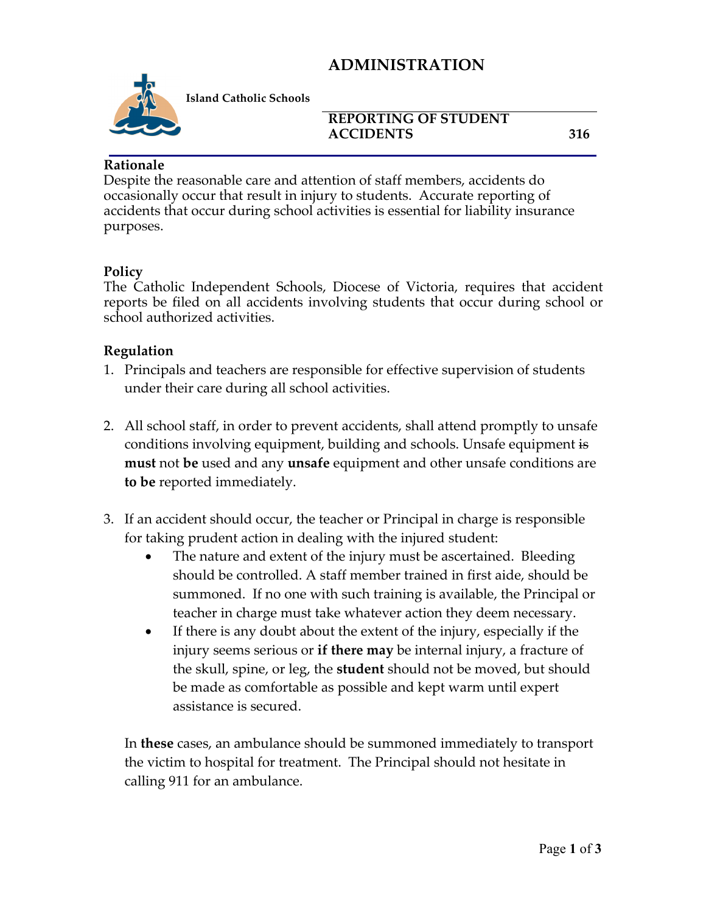# ADMINISTRATION

**Island Catholic Schools**

**REPORTING OF STUDENT ACCIDENTS 316**

**Rationale**

Despite the reasonable care and attention of staff members, accidents do occasionally occur that result in injury to students. Accurate reporting of accidents that occur during school activities is essential for liability insurance purposes.

**Policy**

The Catholic Independent Schools, Diocese of Victoria, requires that accident reports be filed on all accidents involving students that occur during school or school authorized activities.

**Regulation**

1. Principals and teachers are responsible for effective supervision of students under their care during all school activities.

2. All school staff, in order to prevent accidents, shall attend promptly to unsafe conditions involving equipment, building and schools. Unsafe equipment ~~is~~ **must** not **be** used and any **unsafe** equipment and other unsafe conditions are **to be** reported immediately.

3. If an accident should occur, the teacher or Principal in charge is responsible for taking prudent action in dealing with the injured student:
   - The nature and extent of the injury must be ascertained. Bleeding should be controlled. A staff member trained in first aide, should be summoned. If no one with such training is available, the Principal or teacher in charge must take whatever action they deem necessary.
   - If there is any doubt about the extent of the injury, especially if the injury seems serious or **if there may** be internal injury, a fracture of the skull, spine, or leg, the **student** should not be moved, but should be made as comfortable as possible and kept warm until expert assistance is secured.

   In **these** cases, an ambulance should be summoned immediately to transport the victim to hospital for treatment. The Principal should not hesitate in calling 911 for an ambulance.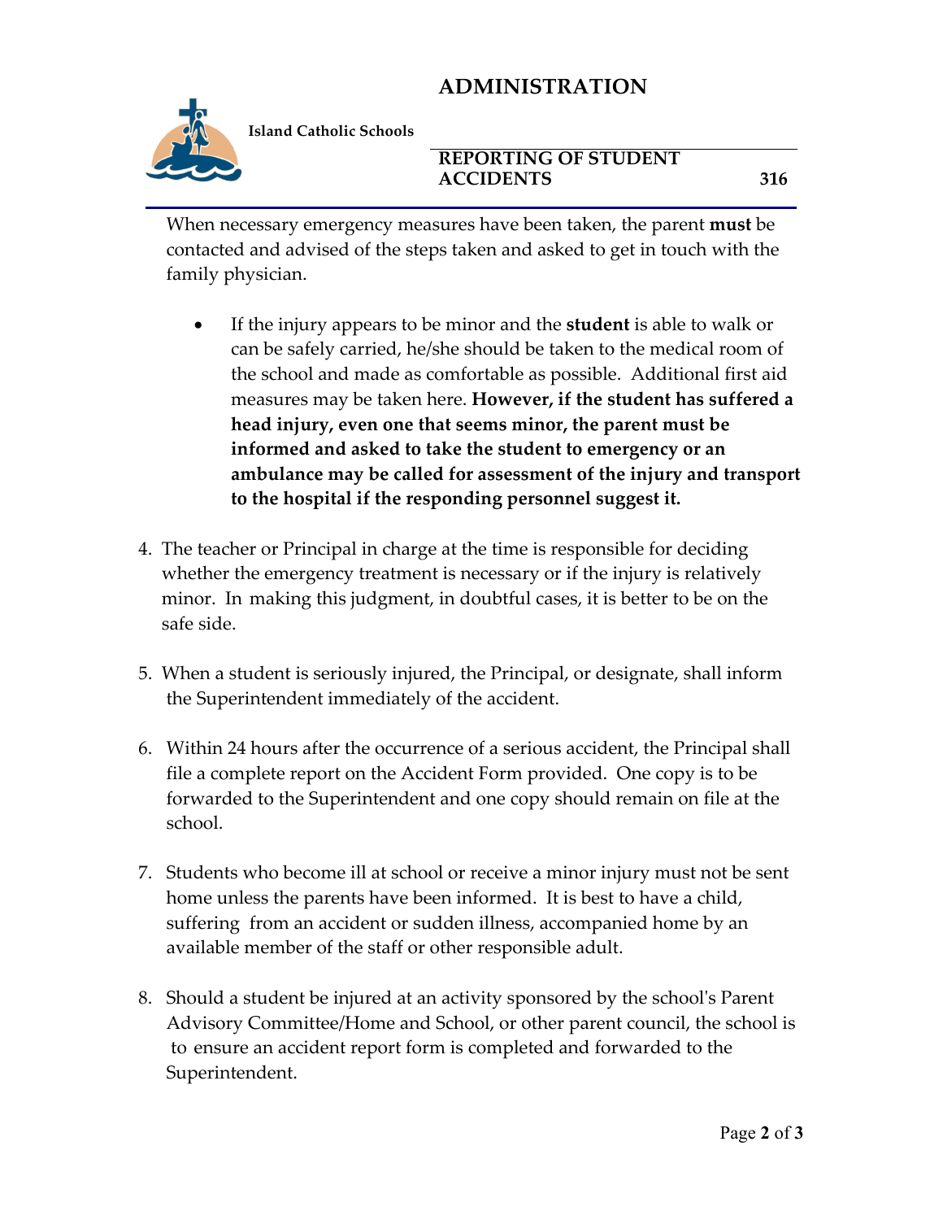When necessary emergency measures have been taken, the parent **must** be contacted and advised of the steps taken and asked to get in touch with the family physician.

- If the injury appears to be minor and the **student** is able to walk or can be safely carried, he/she should be taken to the medical room of the school and made as comfortable as possible. Additional first aid measures may be taken here. **However, if the student has suffered a head injury, even one that seems minor, the parent must be informed and asked to take the student to emergency or an ambulance may be called for assessment of the injury and transport to the hospital if the responding personnel suggest it.**

4. The teacher or Principal in charge at the time is responsible for deciding whether the emergency treatment is necessary or if the injury is relatively minor. In making this judgment, in doubtful cases, it is better to be on the safe side.

5. When a student is seriously injured, the Principal, or designate, shall inform the Superintendent immediately of the accident.

6. Within 24 hours after the occurrence of a serious accident, the Principal shall file a complete report on the Accident Form provided. One copy is to be forwarded to the Superintendent and one copy should remain on file at the school.

7. Students who become ill at school or receive a minor injury must not be sent home unless the parents have been informed. It is best to have a child, suffering from an accident or sudden illness, accompanied home by an available member of the staff or other responsible adult.

8. Should a student be injured at an activity sponsored by the school's Parent Advisory Committee/Home and School, or other parent council, the school is to ensure an accident report form is completed and forwarded to the Superintendent.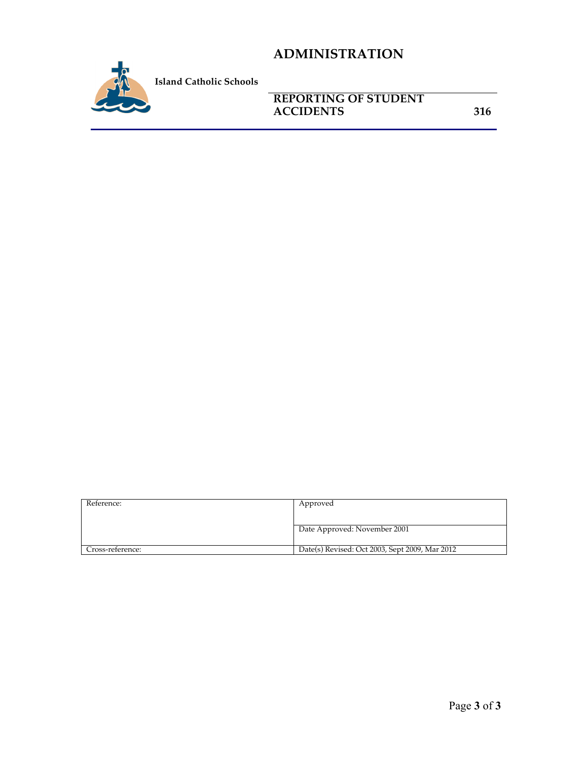| | |
|---|---|
| Reference: | Approved |
| | Date Approved: November 2001 |
| Cross-reference: | Date(s) Revised: Oct 2003, Sept 2009, Mar 2012 |